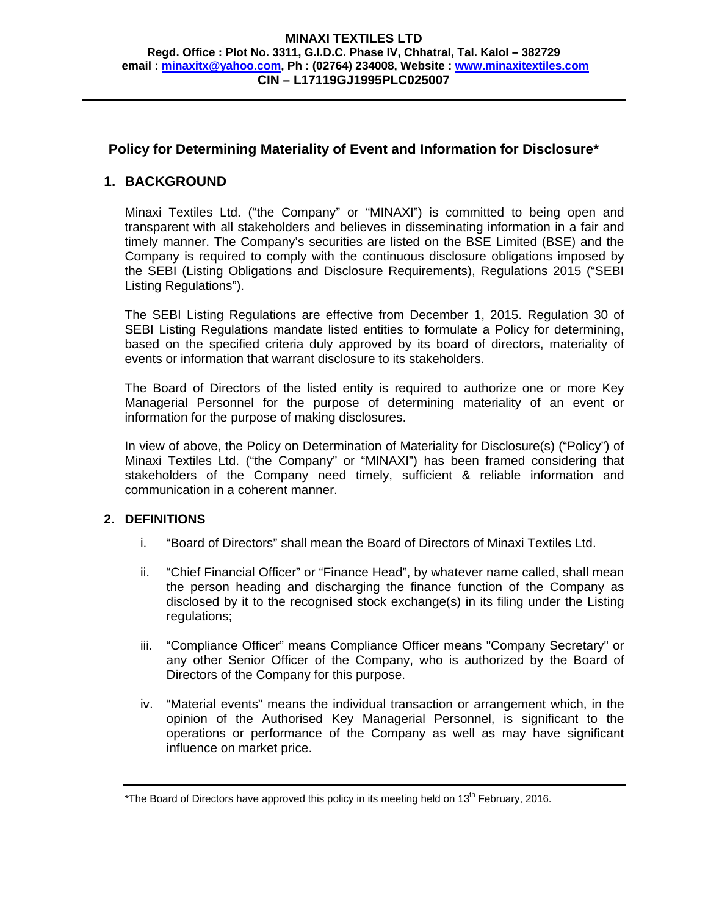**MINAXI TEXTILES LTD**
**Regd. Office : Plot No. 3311, G.I.D.C. Phase IV, Chhatral, Tal. Kalol – 382729**
**email : minaxitx@yahoo.com, Ph : (02764) 234008, Website : www.minaxitextiles.com**
**CIN – L17119GJ1995PLC025007**

# Policy for Determining Materiality of Event and Information for Disclosure*

## 1. BACKGROUND

Minaxi Textiles Ltd. ("the Company" or "MINAXI") is committed to being open and transparent with all stakeholders and believes in disseminating information in a fair and timely manner. The Company's securities are listed on the BSE Limited (BSE) and the Company is required to comply with the continuous disclosure obligations imposed by the SEBI (Listing Obligations and Disclosure Requirements), Regulations 2015 ("SEBI Listing Regulations").

The SEBI Listing Regulations are effective from December 1, 2015. Regulation 30 of SEBI Listing Regulations mandate listed entities to formulate a Policy for determining, based on the specified criteria duly approved by its board of directors, materiality of events or information that warrant disclosure to its stakeholders.

The Board of Directors of the listed entity is required to authorize one or more Key Managerial Personnel for the purpose of determining materiality of an event or information for the purpose of making disclosures.

In view of above, the Policy on Determination of Materiality for Disclosure(s) ("Policy") of Minaxi Textiles Ltd. ("the Company" or "MINAXI") has been framed considering that stakeholders of the Company need timely, sufficient & reliable information and communication in a coherent manner.

## 2. DEFINITIONS

i. "Board of Directors" shall mean the Board of Directors of Minaxi Textiles Ltd.

ii. "Chief Financial Officer" or "Finance Head", by whatever name called, shall mean the person heading and discharging the finance function of the Company as disclosed by it to the recognised stock exchange(s) in its filing under the Listing regulations;

iii. "Compliance Officer" means Compliance Officer means "Company Secretary" or any other Senior Officer of the Company, who is authorized by the Board of Directors of the Company for this purpose.

iv. "Material events" means the individual transaction or arrangement which, in the opinion of the Authorised Key Managerial Personnel, is significant to the operations or performance of the Company as well as may have significant influence on market price.

---

*The Board of Directors have approved this policy in its meeting held on 13th February, 2016.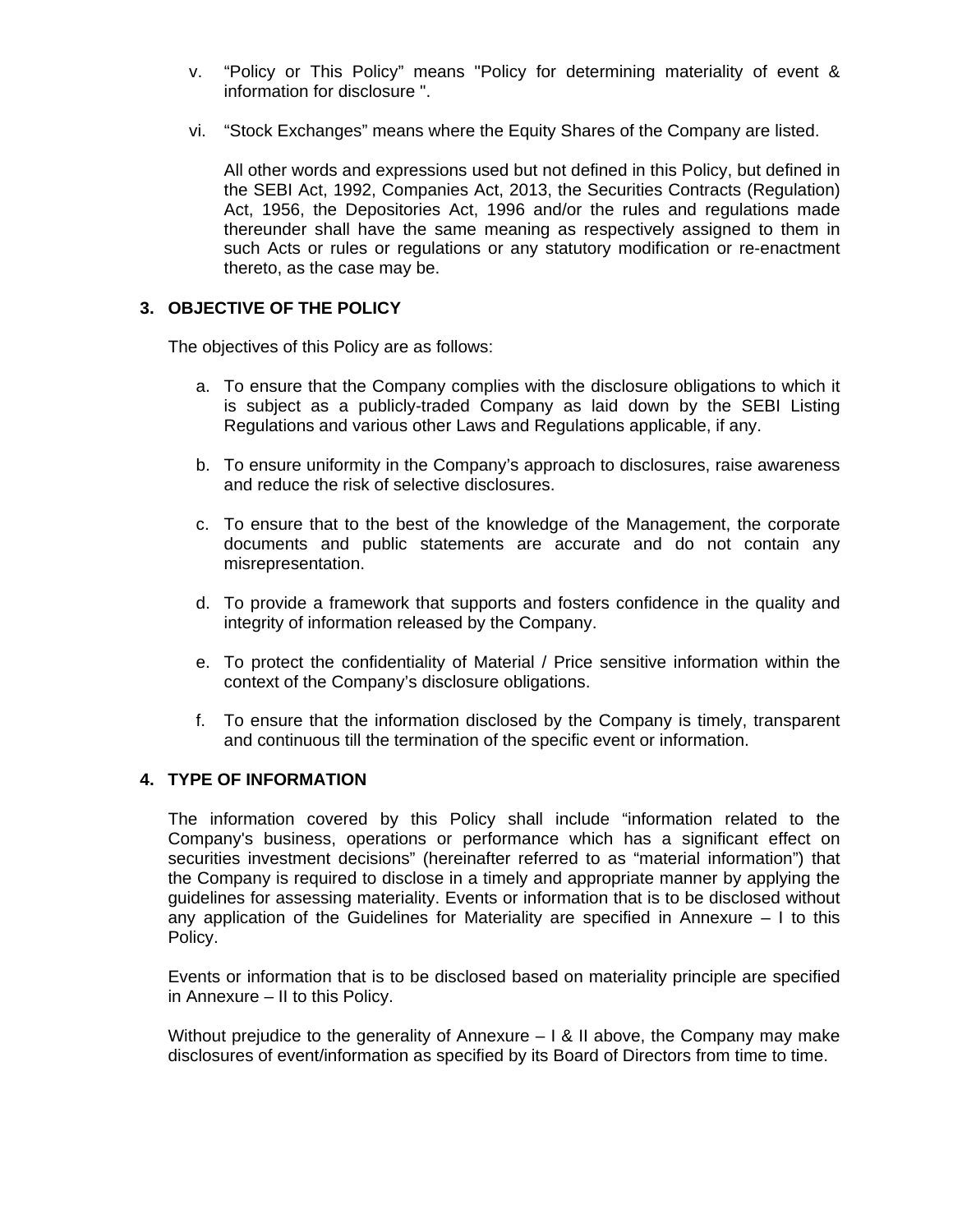v. "Policy or This Policy" means "Policy for determining materiality of event & information for disclosure ".

vi. "Stock Exchanges" means where the Equity Shares of the Company are listed.

All other words and expressions used but not defined in this Policy, but defined in the SEBI Act, 1992, Companies Act, 2013, the Securities Contracts (Regulation) Act, 1956, the Depositories Act, 1996 and/or the rules and regulations made thereunder shall have the same meaning as respectively assigned to them in such Acts or rules or regulations or any statutory modification or re-enactment thereto, as the case may be.

## 3. OBJECTIVE OF THE POLICY

The objectives of this Policy are as follows:

a. To ensure that the Company complies with the disclosure obligations to which it is subject as a publicly-traded Company as laid down by the SEBI Listing Regulations and various other Laws and Regulations applicable, if any.

b. To ensure uniformity in the Company's approach to disclosures, raise awareness and reduce the risk of selective disclosures.

c. To ensure that to the best of the knowledge of the Management, the corporate documents and public statements are accurate and do not contain any misrepresentation.

d. To provide a framework that supports and fosters confidence in the quality and integrity of information released by the Company.

e. To protect the confidentiality of Material / Price sensitive information within the context of the Company's disclosure obligations.

f. To ensure that the information disclosed by the Company is timely, transparent and continuous till the termination of the specific event or information.

## 4. TYPE OF INFORMATION

The information covered by this Policy shall include "information related to the Company's business, operations or performance which has a significant effect on securities investment decisions" (hereinafter referred to as "material information") that the Company is required to disclose in a timely and appropriate manner by applying the guidelines for assessing materiality. Events or information that is to be disclosed without any application of the Guidelines for Materiality are specified in Annexure – I to this Policy.

Events or information that is to be disclosed based on materiality principle are specified in Annexure – II to this Policy.

Without prejudice to the generality of Annexure – I & II above, the Company may make disclosures of event/information as specified by its Board of Directors from time to time.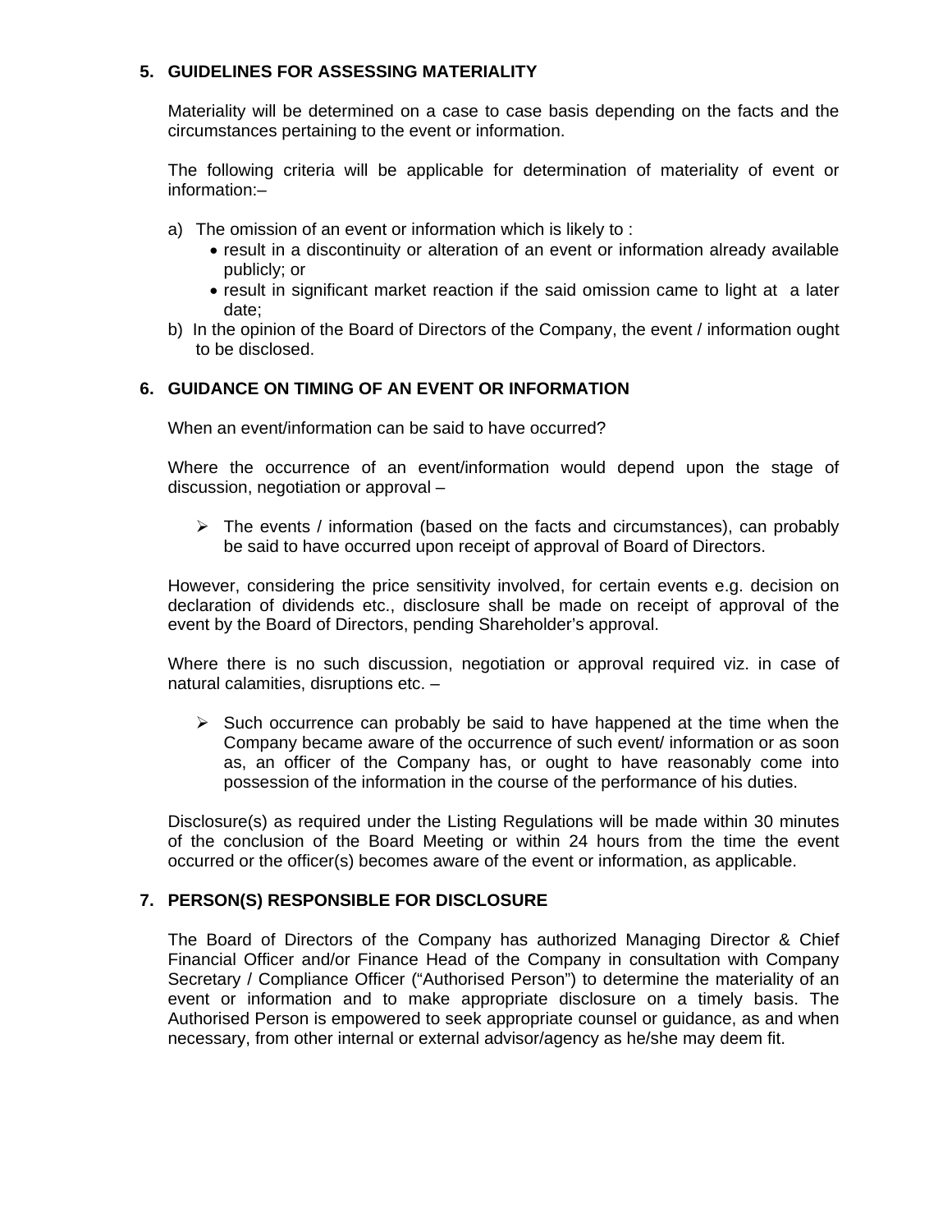## 5. GUIDELINES FOR ASSESSING MATERIALITY

Materiality will be determined on a case to case basis depending on the facts and the circumstances pertaining to the event or information.

The following criteria will be applicable for determination of materiality of event or information:–

a) The omission of an event or information which is likely to :
   - result in a discontinuity or alteration of an event or information already available publicly; or
   - result in significant market reaction if the said omission came to light at a later date;

b) In the opinion of the Board of Directors of the Company, the event / information ought to be disclosed.

## 6. GUIDANCE ON TIMING OF AN EVENT OR INFORMATION

When an event/information can be said to have occurred?

Where the occurrence of an event/information would depend upon the stage of discussion, negotiation or approval –

- The events / information (based on the facts and circumstances), can probably be said to have occurred upon receipt of approval of Board of Directors.

However, considering the price sensitivity involved, for certain events e.g. decision on declaration of dividends etc., disclosure shall be made on receipt of approval of the event by the Board of Directors, pending Shareholder's approval.

Where there is no such discussion, negotiation or approval required viz. in case of natural calamities, disruptions etc. –

- Such occurrence can probably be said to have happened at the time when the Company became aware of the occurrence of such event/ information or as soon as, an officer of the Company has, or ought to have reasonably come into possession of the information in the course of the performance of his duties.

Disclosure(s) as required under the Listing Regulations will be made within 30 minutes of the conclusion of the Board Meeting or within 24 hours from the time the event occurred or the officer(s) becomes aware of the event or information, as applicable.

## 7. PERSON(S) RESPONSIBLE FOR DISCLOSURE

The Board of Directors of the Company has authorized Managing Director & Chief Financial Officer and/or Finance Head of the Company in consultation with Company Secretary / Compliance Officer ("Authorised Person") to determine the materiality of an event or information and to make appropriate disclosure on a timely basis. The Authorised Person is empowered to seek appropriate counsel or guidance, as and when necessary, from other internal or external advisor/agency as he/she may deem fit.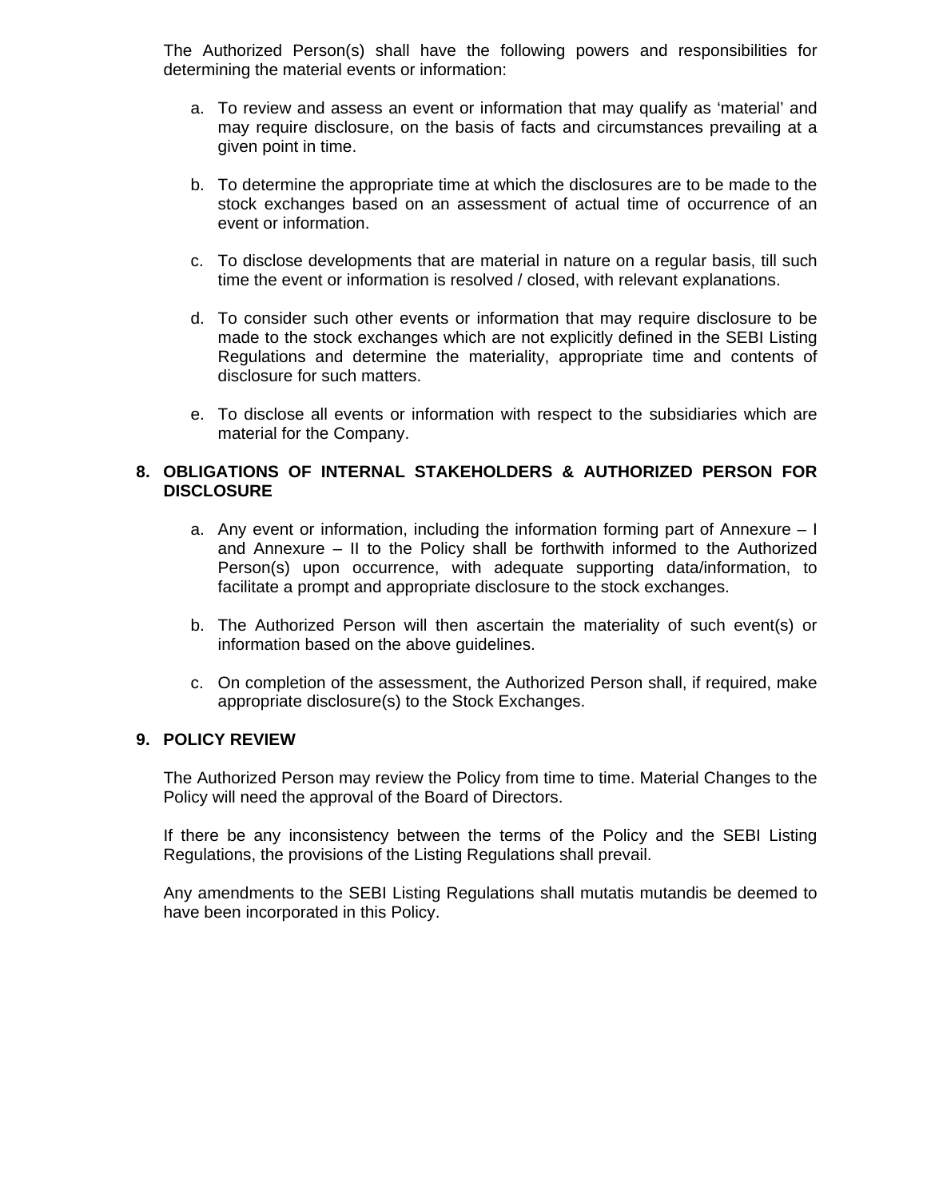The Authorized Person(s) shall have the following powers and responsibilities for determining the material events or information:

a. To review and assess an event or information that may qualify as ‘material’ and may require disclosure, on the basis of facts and circumstances prevailing at a given point in time.

b. To determine the appropriate time at which the disclosures are to be made to the stock exchanges based on an assessment of actual time of occurrence of an event or information.

c. To disclose developments that are material in nature on a regular basis, till such time the event or information is resolved / closed, with relevant explanations.

d. To consider such other events or information that may require disclosure to be made to the stock exchanges which are not explicitly defined in the SEBI Listing Regulations and determine the materiality, appropriate time and contents of disclosure for such matters.

e. To disclose all events or information with respect to the subsidiaries which are material for the Company.

## 8. OBLIGATIONS OF INTERNAL STAKEHOLDERS & AUTHORIZED PERSON FOR DISCLOSURE

a. Any event or information, including the information forming part of Annexure – I and Annexure – II to the Policy shall be forthwith informed to the Authorized Person(s) upon occurrence, with adequate supporting data/information, to facilitate a prompt and appropriate disclosure to the stock exchanges.

b. The Authorized Person will then ascertain the materiality of such event(s) or information based on the above guidelines.

c. On completion of the assessment, the Authorized Person shall, if required, make appropriate disclosure(s) to the Stock Exchanges.

## 9. POLICY REVIEW

The Authorized Person may review the Policy from time to time. Material Changes to the Policy will need the approval of the Board of Directors.

If there be any inconsistency between the terms of the Policy and the SEBI Listing Regulations, the provisions of the Listing Regulations shall prevail.

Any amendments to the SEBI Listing Regulations shall mutatis mutandis be deemed to have been incorporated in this Policy.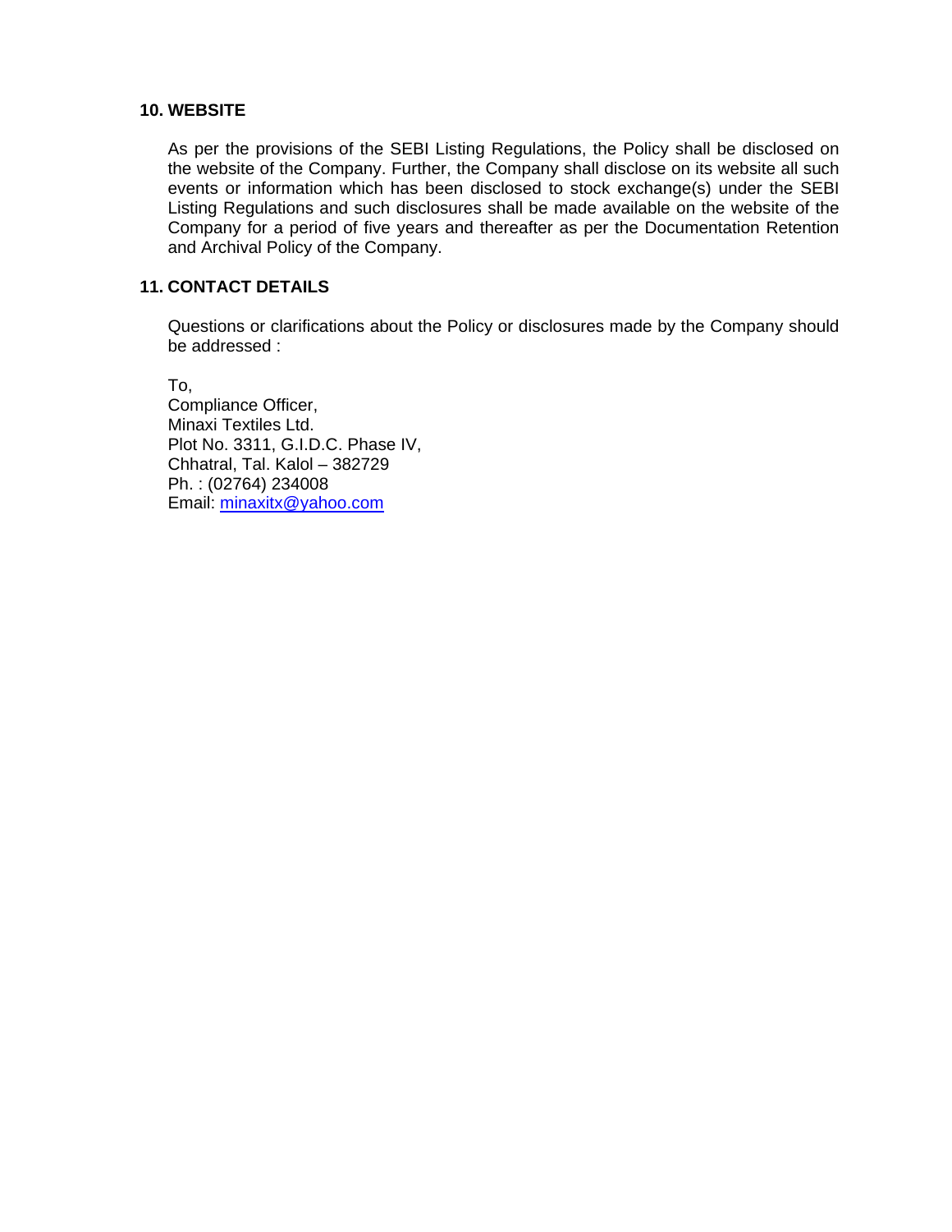## 10. WEBSITE

As per the provisions of the SEBI Listing Regulations, the Policy shall be disclosed on the website of the Company. Further, the Company shall disclose on its website all such events or information which has been disclosed to stock exchange(s) under the SEBI Listing Regulations and such disclosures shall be made available on the website of the Company for a period of five years and thereafter as per the Documentation Retention and Archival Policy of the Company.

## 11. CONTACT DETAILS

Questions or clarifications about the Policy or disclosures made by the Company should be addressed :

To,
Compliance Officer,
Minaxi Textiles Ltd.
Plot No. 3311, G.I.D.C. Phase IV,
Chhatral, Tal. Kalol – 382729
Ph. : (02764) 234008
Email: minaxitx@yahoo.com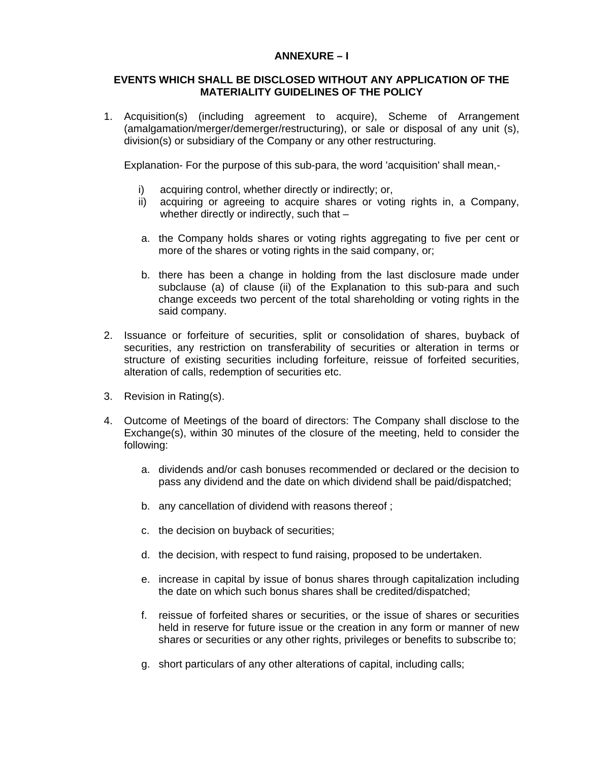# ANNEXURE – I

## EVENTS WHICH SHALL BE DISCLOSED WITHOUT ANY APPLICATION OF THE MATERIALITY GUIDELINES OF THE POLICY

1. Acquisition(s) (including agreement to acquire), Scheme of Arrangement (amalgamation/merger/demerger/restructuring), or sale or disposal of any unit (s), division(s) or subsidiary of the Company or any other restructuring.

   Explanation- For the purpose of this sub-para, the word 'acquisition' shall mean,-

   i) acquiring control, whether directly or indirectly; or,
   ii) acquiring or agreeing to acquire shares or voting rights in, a Company, whether directly or indirectly, such that –

   a. the Company holds shares or voting rights aggregating to five per cent or more of the shares or voting rights in the said company, or;

   b. there has been a change in holding from the last disclosure made under subclause (a) of clause (ii) of the Explanation to this sub-para and such change exceeds two percent of the total shareholding or voting rights in the said company.

2. Issuance or forfeiture of securities, split or consolidation of shares, buyback of securities, any restriction on transferability of securities or alteration in terms or structure of existing securities including forfeiture, reissue of forfeited securities, alteration of calls, redemption of securities etc.

3. Revision in Rating(s).

4. Outcome of Meetings of the board of directors: The Company shall disclose to the Exchange(s), within 30 minutes of the closure of the meeting, held to consider the following:

   a. dividends and/or cash bonuses recommended or declared or the decision to pass any dividend and the date on which dividend shall be paid/dispatched;

   b. any cancellation of dividend with reasons thereof ;

   c. the decision on buyback of securities;

   d. the decision, with respect to fund raising, proposed to be undertaken.

   e. increase in capital by issue of bonus shares through capitalization including the date on which such bonus shares shall be credited/dispatched;

   f. reissue of forfeited shares or securities, or the issue of shares or securities held in reserve for future issue or the creation in any form or manner of new shares or securities or any other rights, privileges or benefits to subscribe to;

   g. short particulars of any other alterations of capital, including calls;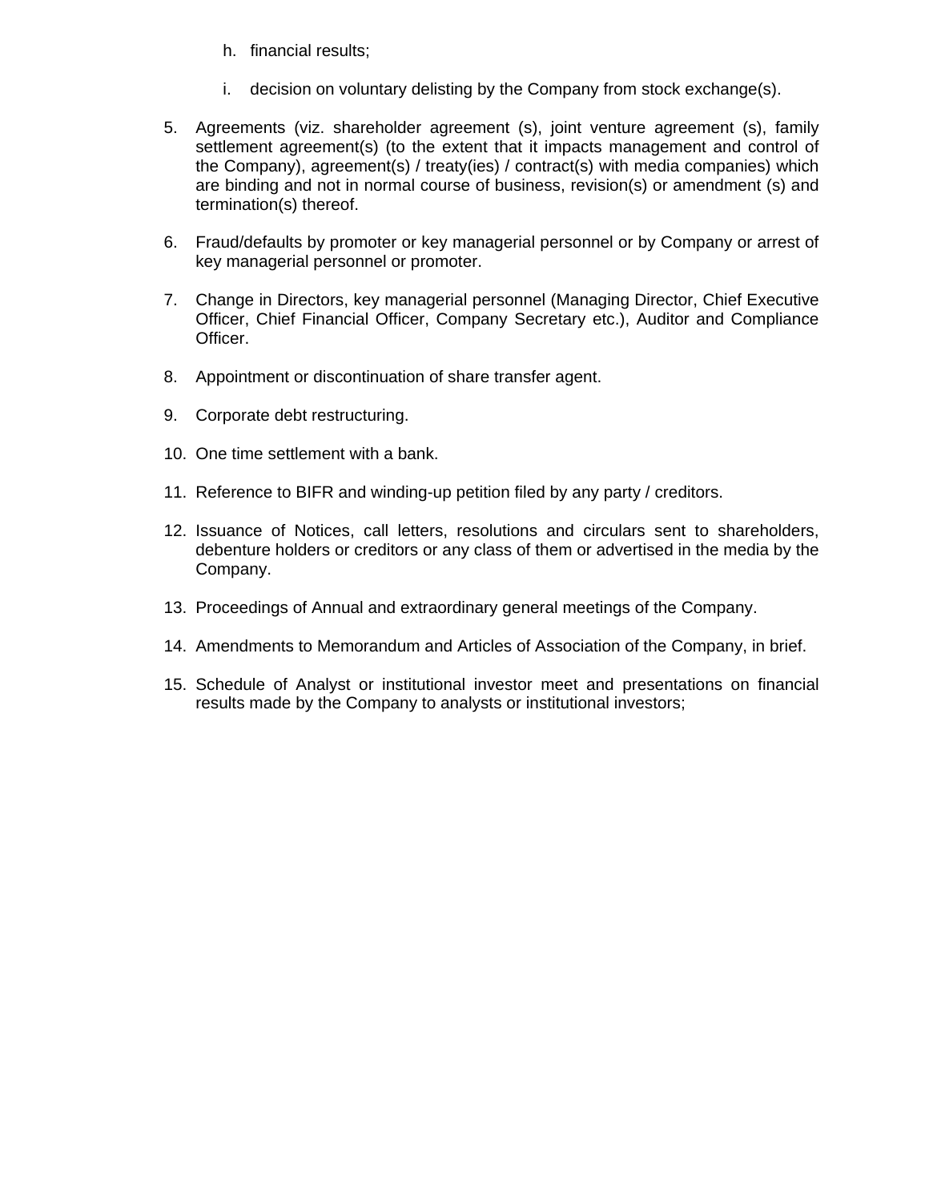h. financial results;

   i. decision on voluntary delisting by the Company from stock exchange(s).

5. Agreements (viz. shareholder agreement (s), joint venture agreement (s), family settlement agreement(s) (to the extent that it impacts management and control of the Company), agreement(s) / treaty(ies) / contract(s) with media companies) which are binding and not in normal course of business, revision(s) or amendment (s) and termination(s) thereof.

6. Fraud/defaults by promoter or key managerial personnel or by Company or arrest of key managerial personnel or promoter.

7. Change in Directors, key managerial personnel (Managing Director, Chief Executive Officer, Chief Financial Officer, Company Secretary etc.), Auditor and Compliance Officer.

8. Appointment or discontinuation of share transfer agent.

9. Corporate debt restructuring.

10. One time settlement with a bank.

11. Reference to BIFR and winding-up petition filed by any party / creditors.

12. Issuance of Notices, call letters, resolutions and circulars sent to shareholders, debenture holders or creditors or any class of them or advertised in the media by the Company.

13. Proceedings of Annual and extraordinary general meetings of the Company.

14. Amendments to Memorandum and Articles of Association of the Company, in brief.

15. Schedule of Analyst or institutional investor meet and presentations on financial results made by the Company to analysts or institutional investors;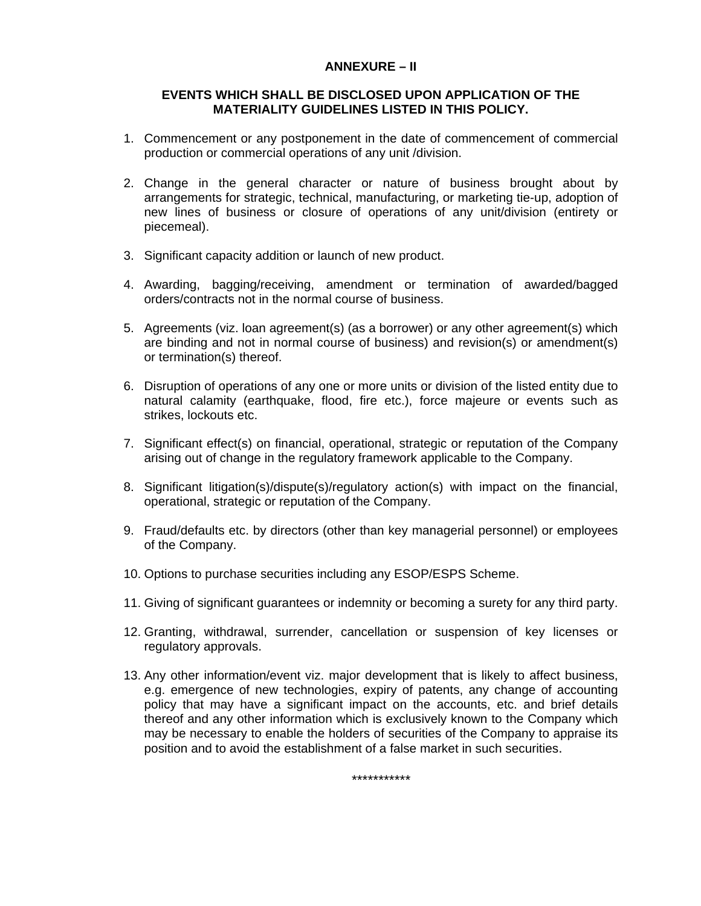# ANNEXURE – II

## EVENTS WHICH SHALL BE DISCLOSED UPON APPLICATION OF THE MATERIALITY GUIDELINES LISTED IN THIS POLICY.

1. Commencement or any postponement in the date of commencement of commercial production or commercial operations of any unit /division.

2. Change in the general character or nature of business brought about by arrangements for strategic, technical, manufacturing, or marketing tie-up, adoption of new lines of business or closure of operations of any unit/division (entirety or piecemeal).

3. Significant capacity addition or launch of new product.

4. Awarding, bagging/receiving, amendment or termination of awarded/bagged orders/contracts not in the normal course of business.

5. Agreements (viz. loan agreement(s) (as a borrower) or any other agreement(s) which are binding and not in normal course of business) and revision(s) or amendment(s) or termination(s) thereof.

6. Disruption of operations of any one or more units or division of the listed entity due to natural calamity (earthquake, flood, fire etc.), force majeure or events such as strikes, lockouts etc.

7. Significant effect(s) on financial, operational, strategic or reputation of the Company arising out of change in the regulatory framework applicable to the Company.

8. Significant litigation(s)/dispute(s)/regulatory action(s) with impact on the financial, operational, strategic or reputation of the Company.

9. Fraud/defaults etc. by directors (other than key managerial personnel) or employees of the Company.

10. Options to purchase securities including any ESOP/ESPS Scheme.

11. Giving of significant guarantees or indemnity or becoming a surety for any third party.

12. Granting, withdrawal, surrender, cancellation or suspension of key licenses or regulatory approvals.

13. Any other information/event viz. major development that is likely to affect business, e.g. emergence of new technologies, expiry of patents, any change of accounting policy that may have a significant impact on the accounts, etc. and brief details thereof and any other information which is exclusively known to the Company which may be necessary to enable the holders of securities of the Company to appraise its position and to avoid the establishment of a false market in such securities.

***********